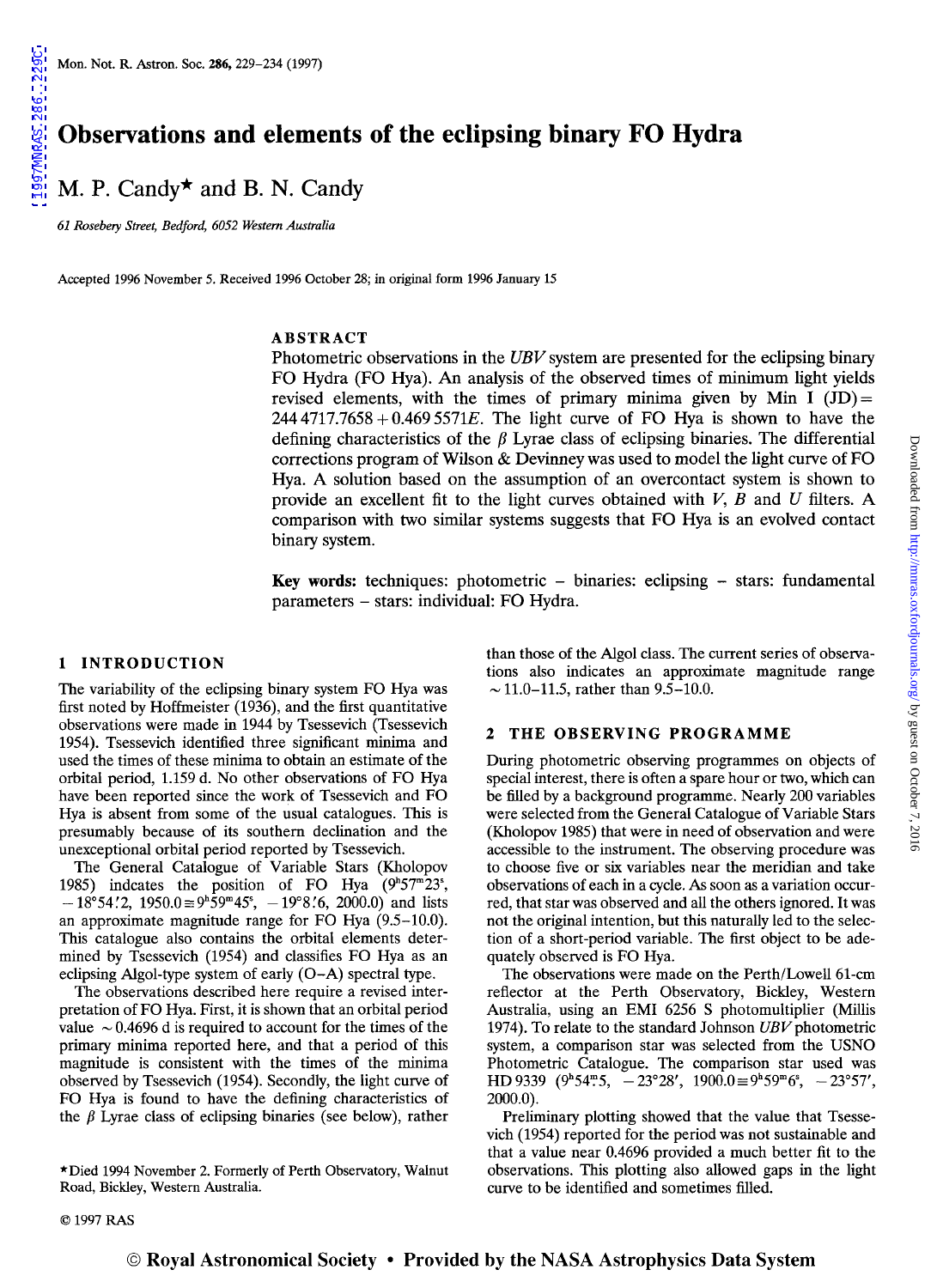# Observations and elements of the eclipsing binary FO Hydra

M. P. Candy* and B. N. Candy

*61 Rosebery Street, Bedford, 6052 Western Australia*

Accepted 1996 November 5. Received 1996 October 28; in original form 1996 January 15

## ABSTRACT

Photometric observations in the *UBV* system are presented for the eclipsing binary FO Hydra (FO Hya). An analysis of the observed times of minimum light yields revised elements, with the times of primary minima given by Min I (JD) = 244 4717.7658 + 0.469 5571*E*. The light curve of FO Hya is shown to have the defining characteristics of the $\beta$ Lyrae class of eclipsing binaries. The differential corrections program of Wilson & Devinney was used to model the light curve of FO Hya. A solution based on the assumption of an overcontact system is shown to provide an excellent fit to the light curves obtained with *V*, *B* and *U* filters. A comparison with two similar systems suggests that FO Hya is an evolved contact binary system.

**Key words:** techniques: photometric – binaries: eclipsing – stars: fundamental parameters – stars: individual: FO Hydra.

## 1 INTRODUCTION

The variability of the eclipsing binary system FO Hya was first noted by Hoffmeister (1936), and the first quantitative observations were made in 1944 by Tsessevich (Tsessevich 1954). Tsessevich identified three significant minima and used the times of these minima to obtain an estimate of the orbital period, 1.159 d. No other observations of FO Hya have been reported since the work of Tsessevich and FO Hya is absent from some of the usual catalogues. This is presumably because of its southern declination and the unexceptional orbital period reported by Tsessevich.

The General Catalogue of Variable Stars (Kholopov 1985) indcates the position of FO Hya ($9^h57^m23^s$, $-18°54'.2$, $1950.0 \equiv 9^h59^m45^s$, $-19°8'.6$, 2000.0) and lists an approximate magnitude range for FO Hya (9.5–10.0). This catalogue also contains the orbital elements determined by Tsessevich (1954) and classifies FO Hya as an eclipsing Algol-type system of early (O–A) spectral type.

The observations described here require a revised interpretation of FO Hya. First, it is shown that an orbital period value ~0.4696 d is required to account for the times of the primary minima reported here, and that a period of this magnitude is consistent with the times of the minima observed by Tsessevich (1954). Secondly, the light curve of FO Hya is found to have the defining characteristics of the $\beta$ Lyrae class of eclipsing binaries (see below), rather than those of the Algol class. The current series of observations also indicates an approximate magnitude range ~11.0–11.5, rather than 9.5–10.0.

## 2 THE OBSERVING PROGRAMME

During photometric observing programmes on objects of special interest, there is often a spare hour or two, which can be filled by a background programme. Nearly 200 variables were selected from the General Catalogue of Variable Stars (Kholopov 1985) that were in need of observation and were accessible to the instrument. The observing procedure was to choose five or six variables near the meridian and take observations of each in a cycle. As soon as a variation occurred, that star was observed and all the others ignored. It was not the original intention, but this naturally led to the selection of a short-period variable. The first object to be adequately observed is FO Hya.

The observations were made on the Perth/Lowell 61-cm reflector at the Perth Observatory, Bickley, Western Australia, using an EMI 6256 S photomultiplier (Millis 1974). To relate to the standard Johnson *UBV* photometric system, a comparison star was selected from the USNO Photometric Catalogue. The comparison star used was HD 9339 ($9^h54^m.5$, $-23°28'$, $1900.0 \equiv 9^h59^m6^s$, $-23°57'$, 2000.0).

Preliminary plotting showed that the value that Tsessevich (1954) reported for the period was not sustainable and that a value near 0.4696 provided a much better fit to the observations. This plotting also allowed gaps in the light curve to be identified and sometimes filled.

*Died 1994 November 2. Formerly of Perth Observatory, Walnut Road, Bickley, Western Australia.

© 1997 RAS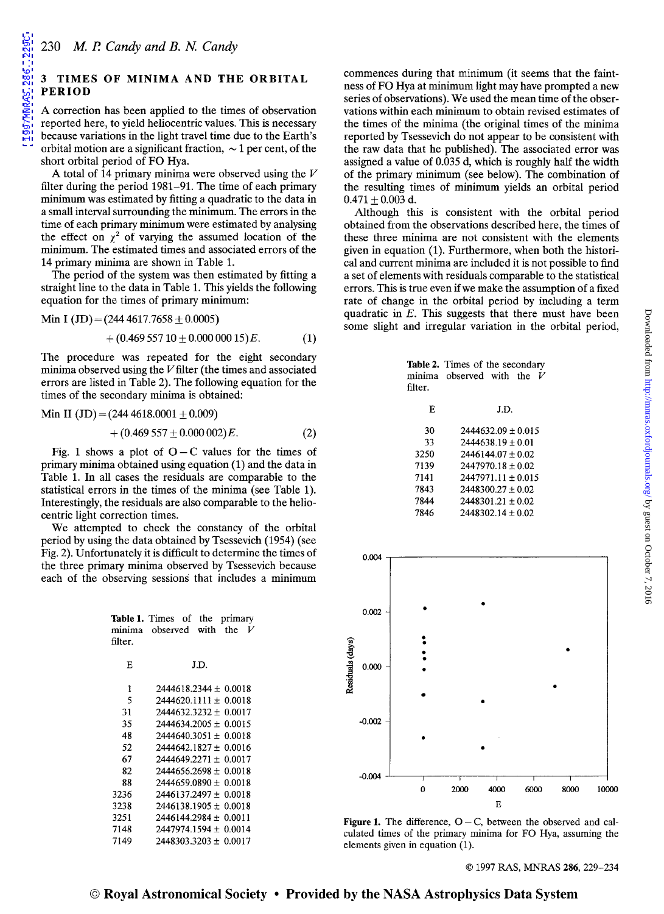## 3 TIMES OF MINIMA AND THE ORBITAL PERIOD

A correction has been applied to the times of observation reported here, to yield heliocentric values. This is necessary because variations in the light travel time due to the Earth's orbital motion are a significant fraction, $\sim 1$ per cent, of the short orbital period of FO Hya.

A total of 14 primary minima were observed using the $V$ filter during the period 1981–91. The time of each primary minimum was estimated by fitting a quadratic to the data in a small interval surrounding the minimum. The errors in the time of each primary minimum were estimated by analysing the effect on $\chi^2$ of varying the assumed location of the minimum. The estimated times and associated errors of the 14 primary minima are shown in Table 1.

The period of the system was then estimated by fitting a straight line to the data in Table 1. This yields the following equation for the times of primary minimum:

$$\text{Min I (JD)} = (244\,4617.7658 \pm 0.0005) + (0.469\,557\,10 \pm 0.000\,000\,15)E. \quad (1)$$

The procedure was repeated for the eight secondary minima observed using the $V$ filter (the times and associated errors are listed in Table 2). The following equation for the times of the secondary minima is obtained:

$$\text{Min II (JD)} = (244\,4618.0001 \pm 0.009) + (0.469\,557 \pm 0.000\,002)E. \quad (2)$$

Fig. 1 shows a plot of O − C values for the times of primary minima obtained using equation (1) and the data in Table 1. In all cases the residuals are comparable to the statistical errors in the times of the minima (see Table 1). Interestingly, the residuals are also comparable to the heliocentric light correction times.

We attempted to check the constancy of the orbital period by using the data obtained by Tsessevich (1954) (see Fig. 2). Unfortunately it is difficult to determine the times of the three primary minima observed by Tsessevich because each of the observing sessions that includes a minimum commences during that minimum (it seems that the faintness of FO Hya at minimum light may have prompted a new series of observations). We used the mean time of the observations within each minimum to obtain revised estimates of the times of the minima (the original times of the minima reported by Tsessevich do not appear to be consistent with the raw data that he published). The associated error was assigned a value of 0.035 d, which is roughly half the width of the primary minimum (see below). The combination of the resulting times of minimum yields an orbital period $0.471 \pm 0.003$ d.

Although this is consistent with the orbital period obtained from the observations described here, the times of these three minima are not consistent with the elements given in equation (1). Furthermore, when both the historical and current minima are included it is not possible to find a set of elements with residuals comparable to the statistical errors. This is true even if we make the assumption of a fixed rate of change in the orbital period by including a term quadratic in $E$. This suggests that there must have been some slight and irregular variation in the orbital period,

**Table 1.** Times of the primary minima observed with the $V$ filter.

| E | J.D. |
|---|---|
| 1 | 2444618.2344 ± 0.0018 |
| 5 | 2444620.1111 ± 0.0018 |
| 31 | 2444632.3232 ± 0.0017 |
| 35 | 2444634.2005 ± 0.0015 |
| 48 | 2444640.3051 ± 0.0018 |
| 52 | 2444642.1827 ± 0.0016 |
| 67 | 2444649.2271 ± 0.0017 |
| 82 | 2444656.2698 ± 0.0018 |
| 88 | 2444659.0890 ± 0.0018 |
| 3236 | 2446137.2497 ± 0.0018 |
| 3238 | 2446138.1905 ± 0.0018 |
| 3251 | 2446144.2984 ± 0.0011 |
| 7148 | 2447974.1594 ± 0.0014 |
| 7149 | 2448303.3203 ± 0.0017 |

**Table 2.** Times of the secondary minima observed with the $V$ filter.

| E | J.D. |
|---|---|
| 30 | 2444632.09 ± 0.015 |
| 33 | 2444638.19 ± 0.01 |
| 3250 | 2446144.07 ± 0.02 |
| 7139 | 2447970.18 ± 0.02 |
| 7141 | 2447971.11 ± 0.015 |
| 7843 | 2448300.27 ± 0.02 |
| 7844 | 2448301.21 ± 0.02 |
| 7846 | 2448302.14 ± 0.02 |

**Figure 1.** The difference, O − C, between the observed and calculated times of the primary minima for FO Hya, assuming the elements given in equation (1).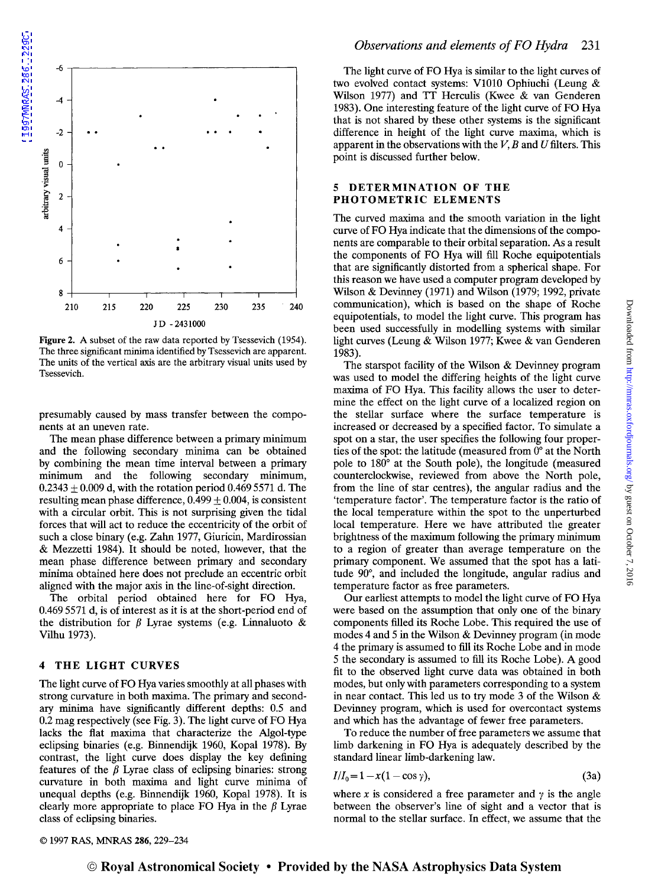Figure 2. A subset of the raw data reported by Tsessevich (1954). The three significant minima identified by Tsessevich are apparent. The units of the vertical axis are the arbitrary visual units used by Tsessevich.

presumably caused by mass transfer between the components at an uneven rate.

The mean phase difference between a primary minimum and the following secondary minima can be obtained by combining the mean time interval between a primary minimum and the following secondary minimum, $0.2343 \pm 0.009$ d, with the rotation period 0.469 5571 d. The resulting mean phase difference, $0.499 \pm 0.004$, is consistent with a circular orbit. This is not surprising given the tidal forces that will act to reduce the eccentricity of the orbit of such a close binary (e.g. Zahn 1977, Giuricin, Mardirossian & Mezzetti 1984). It should be noted, however, that the mean phase difference between primary and secondary minima obtained here does not preclude an eccentric orbit aligned with the major axis in the line-of-sight direction.

The orbital period obtained here for FO Hya, 0.469 5571 d, is of interest as it is at the short-period end of the distribution for $\beta$ Lyrae systems (e.g. Linnaluoto & Vilhu 1973).

## 4 THE LIGHT CURVES

The light curve of FO Hya varies smoothly at all phases with strong curvature in both maxima. The primary and secondary minima have significantly different depths: 0.5 and 0.2 mag respectively (see Fig. 3). The light curve of FO Hya lacks the flat maxima that characterize the Algol-type eclipsing binaries (e.g. Binnendijk 1960, Kopal 1978). By contrast, the light curve does display the key defining features of the $\beta$ Lyrae class of eclipsing binaries: strong curvature in both maxima and light curve minima of unequal depths (e.g. Binnendijk 1960, Kopal 1978). It is clearly more appropriate to place FO Hya in the $\beta$ Lyrae class of eclipsing binaries.

The light curve of FO Hya is similar to the light curves of two evolved contact systems: V1010 Ophiuchi (Leung & Wilson 1977) and TT Herculis (Kwee & van Genderen 1983). One interesting feature of the light curve of FO Hya that is not shared by these other systems is the significant difference in height of the light curve maxima, which is apparent in the observations with the $V$, $B$ and $U$ filters. This point is discussed further below.

## 5 DETERMINATION OF THE PHOTOMETRIC ELEMENTS

The curved maxima and the smooth variation in the light curve of FO Hya indicate that the dimensions of the components are comparable to their orbital separation. As a result the components of FO Hya will fill Roche equipotentials that are significantly distorted from a spherical shape. For this reason we have used a computer program developed by Wilson & Devinney (1971) and Wilson (1979; 1992, private communication), which is based on the shape of Roche equipotentials, to model the light curve. This program has been used successfully in modelling systems with similar light curves (Leung & Wilson 1977; Kwee & van Genderen 1983).

The starspot facility of the Wilson & Devinney program was used to model the differing heights of the light curve maxima of FO Hya. This facility allows the user to determine the effect on the light curve of a localized region on the stellar surface where the surface temperature is increased or decreased by a specified factor. To simulate a spot on a star, the user specifies the following four properties of the spot: the latitude (measured from 0° at the North pole to 180° at the South pole), the longitude (measured counterclockwise, reviewed from above the North pole, from the line of star centres), the angular radius and the 'temperature factor'. The temperature factor is the ratio of the local temperature within the spot to the unperturbed local temperature. Here we have attributed the greater brightness of the maximum following the primary minimum to a region of greater than average temperature on the primary component. We assumed that the spot has a latitude 90°, and included the longitude, angular radius and temperature factor as free parameters.

Our earliest attempts to model the light curve of FO Hya were based on the assumption that only one of the binary components filled its Roche Lobe. This required the use of modes 4 and 5 in the Wilson & Devinney program (in mode 4 the primary is assumed to fill its Roche Lobe and in mode 5 the secondary is assumed to fill its Roche Lobe). A good fit to the observed light curve data was obtained in both modes, but only with parameters corresponding to a system in near contact. This led us to try mode 3 of the Wilson & Devinney program, which is used for overcontact systems and which has the advantage of fewer free parameters.

To reduce the number of free parameters we assume that limb darkening in FO Hya is adequately described by the standard linear limb-darkening law.

$$I/I_0 = 1 - x(1 - \cos \gamma), \tag{3a}$$

where $x$ is considered a free parameter and $\gamma$ is the angle between the observer's line of sight and a vector that is normal to the stellar surface. In effect, we assume that the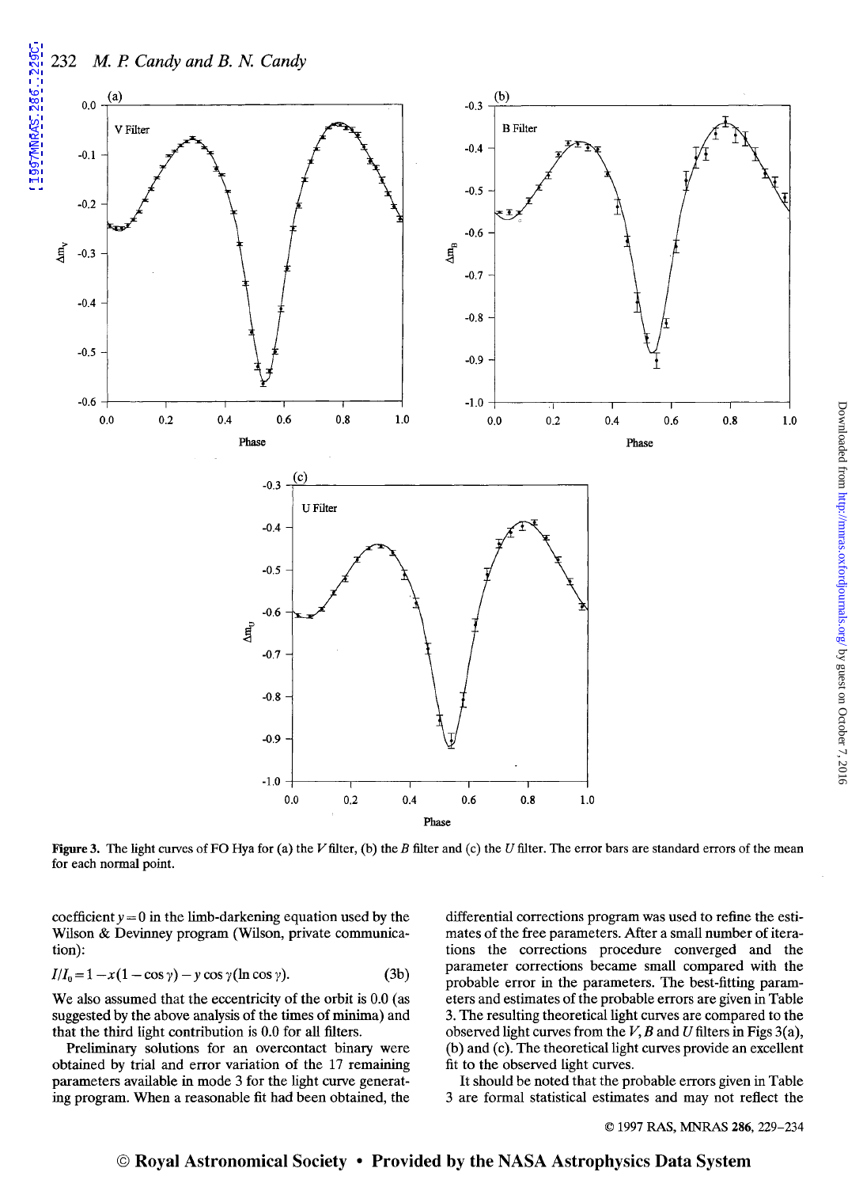Figure 3. The light curves of FO Hya for (a) the $V$ filter, (b) the $B$ filter and (c) the $U$ filter. The error bars are standard errors of the mean for each normal point.

coefficient $y=0$ in the limb-darkening equation used by the Wilson & Devinney program (Wilson, private communication):

$$I/I_0 = 1 - x(1 - \cos\gamma) - y\cos\gamma(\ln\cos\gamma). \qquad (3b)$$

We also assumed that the eccentricity of the orbit is 0.0 (as suggested by the above analysis of the times of minima) and that the third light contribution is 0.0 for all filters.

Preliminary solutions for an overcontact binary were obtained by trial and error variation of the 17 remaining parameters available in mode 3 for the light curve generating program. When a reasonable fit had been obtained, the differential corrections program was used to refine the estimates of the free parameters. After a small number of iterations the corrections procedure converged and the parameter corrections became small compared with the probable error in the parameters. The best-fitting parameters and estimates of the probable errors are given in Table 3. The resulting theoretical light curves are compared to the observed light curves from the $V$, $B$ and $U$ filters in Figs 3(a), (b) and (c). The theoretical light curves provide an excellent fit to the observed light curves.

It should be noted that the probable errors given in Table 3 are formal statistical estimates and may not reflect the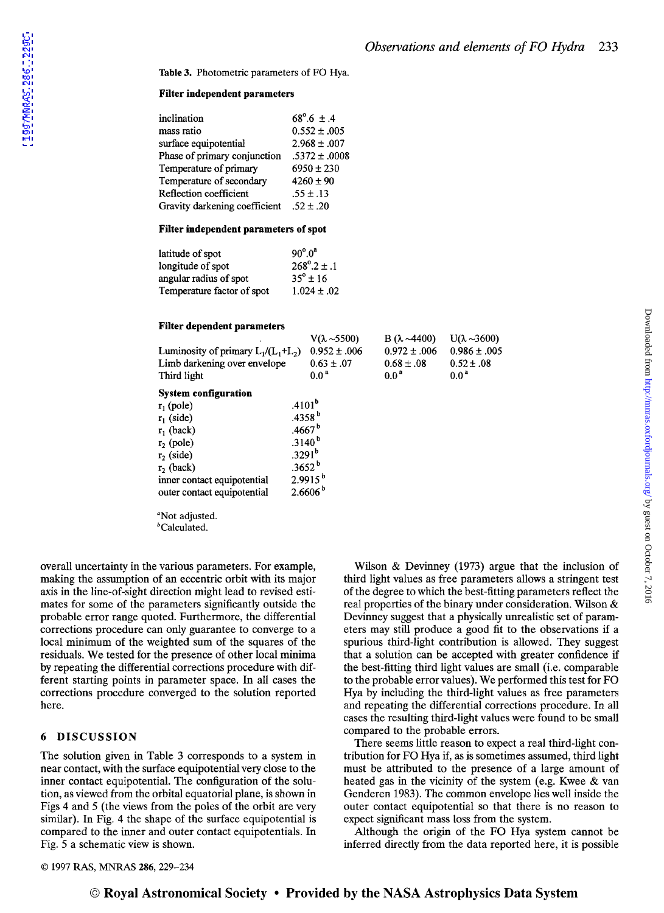Table 3. Photometric parameters of FO Hya.

**Filter independent parameters**

| | |
|---|---|
| inclination | $68^\circ.6 \pm .4$ |
| mass ratio | $0.552 \pm .005$ |
| surface equipotential | $2.968 \pm .007$ |
| Phase of primary conjunction | $.5372 \pm .0008$ |
| Temperature of primary | $6950 \pm 230$ |
| Temperature of secondary | $4260 \pm 90$ |
| Reflection coefficient | $.55 \pm .13$ |
| Gravity darkening coefficient | $.52 \pm .20$ |

**Filter independent parameters of spot**

| | |
|---|---|
| latitude of spot | $90^\circ.0$[a] |
| longitude of spot | $268^\circ.2 \pm .1$ |
| angular radius of spot | $35^\circ \pm 16$ |
| Temperature factor of spot | $1.024 \pm .02$ |

**Filter dependent parameters**

| | V($\lambda \sim$5500) | B ($\lambda \sim$4400) | U($\lambda \sim$3600) |
|---|---|---|---|
| Luminosity of primary $L_1/(L_1+L_2)$ | $0.952 \pm .006$ | $0.972 \pm .006$ | $0.986 \pm .005$ |
| Limb darkening over envelope | $0.63 \pm .07$ | $0.68 \pm .08$ | $0.52 \pm .08$ |
| Third light | 0.0[a] | 0.0[a] | 0.0[a] |

**System configuration**

| | |
|---|---|
| $r_1$ (pole) | .4101[b] |
| $r_1$ (side) | .4358[b] |
| $r_1$ (back) | .4667[b] |
| $r_2$ (pole) | .3140[b] |
| $r_2$ (side) | .3291[b] |
| $r_2$ (back) | .3652[b] |
| inner contact equipotential | 2.9915[b] |
| outer contact equipotential | 2.6606[b] |

[a]Not adjusted.
[b]Calculated.

overall uncertainty in the various parameters. For example, making the assumption of an eccentric orbit with its major axis in the line-of-sight direction might lead to revised estimates for some of the parameters significantly outside the probable error range quoted. Furthermore, the differential corrections procedure can only guarantee to converge to a local minimum of the weighted sum of the squares of the residuals. We tested for the presence of other local minima by repeating the differential corrections procedure with different starting points in parameter space. In all cases the corrections procedure converged to the solution reported here.

## 6 DISCUSSION

The solution given in Table 3 corresponds to a system in near contact, with the surface equipotential very close to the inner contact equipotential. The configuration of the solution, as viewed from the orbital equatorial plane, is shown in Figs 4 and 5 (the views from the poles of the orbit are very similar). In Fig. 4 the shape of the surface equipotential is compared to the inner and outer contact equipotentials. In Fig. 5 a schematic view is shown.

Wilson & Devinney (1973) argue that the inclusion of third light values as free parameters allows a stringent test of the degree to which the best-fitting parameters reflect the real properties of the binary under consideration. Wilson & Devinney suggest that a physically unrealistic set of parameters may still produce a good fit to the observations if a spurious third-light contribution is allowed. They suggest that a solution can be accepted with greater confidence if the best-fitting third light values are small (i.e. comparable to the probable error values). We performed this test for FO Hya by including the third-light values as free parameters and repeating the differential corrections procedure. In all cases the resulting third-light values were found to be small compared to the probable errors.

There seems little reason to expect a real third-light contribution for FO Hya if, as is sometimes assumed, third light must be attributed to the presence of a large amount of heated gas in the vicinity of the system (e.g. Kwee & van Genderen 1983). The common envelope lies well inside the outer contact equipotential so that there is no reason to expect significant mass loss from the system.

Although the origin of the FO Hya system cannot be inferred directly from the data reported here, it is possible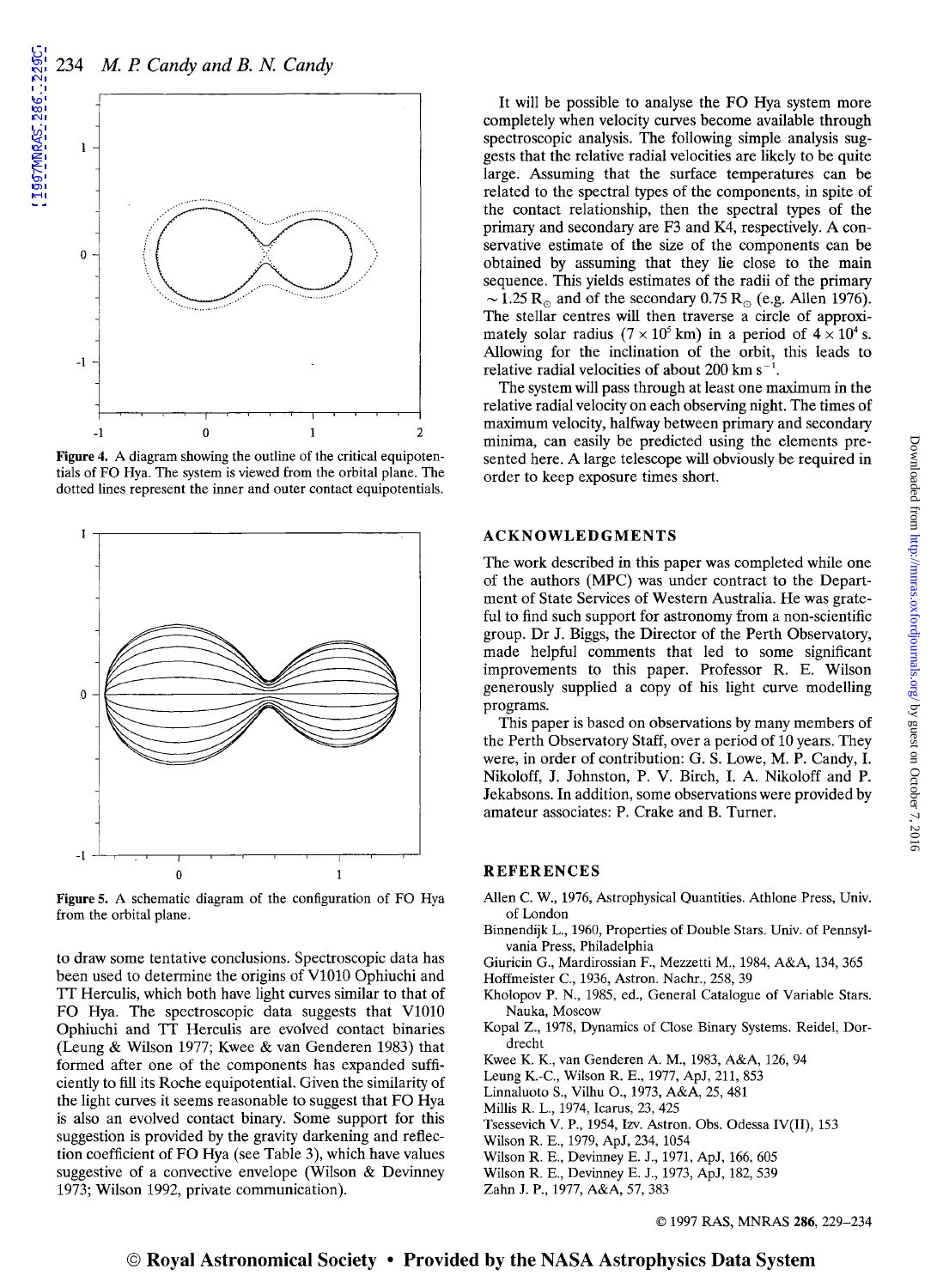-1
0
1
-1
0
1
2

Figure 4. A diagram showing the outline of the critical equipotentials of FO Hya. The system is viewed from the orbital plane. The dotted lines represent the inner and outer contact equipotentials.

1
0
-1
0
1

Figure 5. A schematic diagram of the configuration of FO Hya from the orbital plane.

to draw some tentative conclusions. Spectroscopic data has been used to determine the origins of V1010 Ophiuchi and TT Herculis, which both have light curves similar to that of FO Hya. The spectroscopic data suggests that V1010 Ophiuchi and TT Herculis are evolved contact binaries (Leung & Wilson 1977; Kwee & van Genderen 1983) that formed after one of the components has expanded sufficiently to fill its Roche equipotential. Given the similarity of the light curves it seems reasonable to suggest that FO Hya is also an evolved contact binary. Some support for this suggestion is provided by the gravity darkening and reflection coefficient of FO Hya (see Table 3), which have values suggestive of a convective envelope (Wilson & Devinney 1973; Wilson 1992, private communication).

It will be possible to analyse the FO Hya system more completely when velocity curves become available through spectroscopic analysis. The following simple analysis suggests that the relative radial velocities are likely to be quite large. Assuming that the surface temperatures can be related to the spectral types of the components, in spite of the contact relationship, then the spectral types of the primary and secondary are F3 and K4, respectively. A conservative estimate of the size of the components can be obtained by assuming that they lie close to the main sequence. This yields estimates of the radii of the primary $\sim 1.25\,R_\odot$ and of the secondary $0.75\,R_\odot$ (e.g. Allen 1976). The stellar centres will then traverse a circle of approximately solar radius ($7\times10^5$ km) in a period of $4\times10^4$ s. Allowing for the inclination of the orbit, this leads to relative radial velocities of about 200 km s$^{-1}$.

The system will pass through at least one maximum in the relative radial velocity on each observing night. The times of maximum velocity, halfway between primary and secondary minima, can easily be predicted using the elements presented here. A large telescope will obviously be required in order to keep exposure times short.

## ACKNOWLEDGMENTS

The work described in this paper was completed while one of the authors (MPC) was under contract to the Department of State Services of Western Australia. He was grateful to find such support for astronomy from a non-scientific group. Dr J. Biggs, the Director of the Perth Observatory, made helpful comments that led to some significant improvements to this paper. Professor R. E. Wilson generously supplied a copy of his light curve modelling programs.

This paper is based on observations by many members of the Perth Observatory Staff, over a period of 10 years. They were, in order of contribution: G. S. Lowe, M. P. Candy, I. Nikoloff, J. Johnston, P. V. Birch, I. A. Nikoloff and P. Jekabsons. In addition, some observations were provided by amateur associates: P. Crake and B. Turner.

## REFERENCES

Allen C. W., 1976, Astrophysical Quantities. Athlone Press, Univ. of London

Binnendijk L., 1960, Properties of Double Stars. Univ. of Pennsylvania Press, Philadelphia

Giuricin G., Mardirossian F., Mezzetti M., 1984, A&A, 134, 365

Hoffmeister C., 1936, Astron. Nachr., 258, 39

Kholopov P. N., 1985, ed., General Catalogue of Variable Stars. Nauka, Moscow

Kopal Z., 1978, Dynamics of Close Binary Systems. Reidel, Dordrecht

Kwee K. K., van Genderen A. M., 1983, A&A, 126, 94

Leung K.-C., Wilson R. E., 1977, ApJ, 211, 853

Linnaluoto S., Vilhu O., 1973, A&A, 25, 481

Millis R. L., 1974, Icarus, 23, 425

Tsessevich V. P., 1954, Izv. Astron. Obs. Odessa IV(II), 153

Wilson R. E., 1979, ApJ, 234, 1054

Wilson R. E., Devinney E. J., 1971, ApJ, 166, 605

Wilson R. E., Devinney E. J., 1973, ApJ, 182, 539

Zahn J. P., 1977, A&A, 57, 383